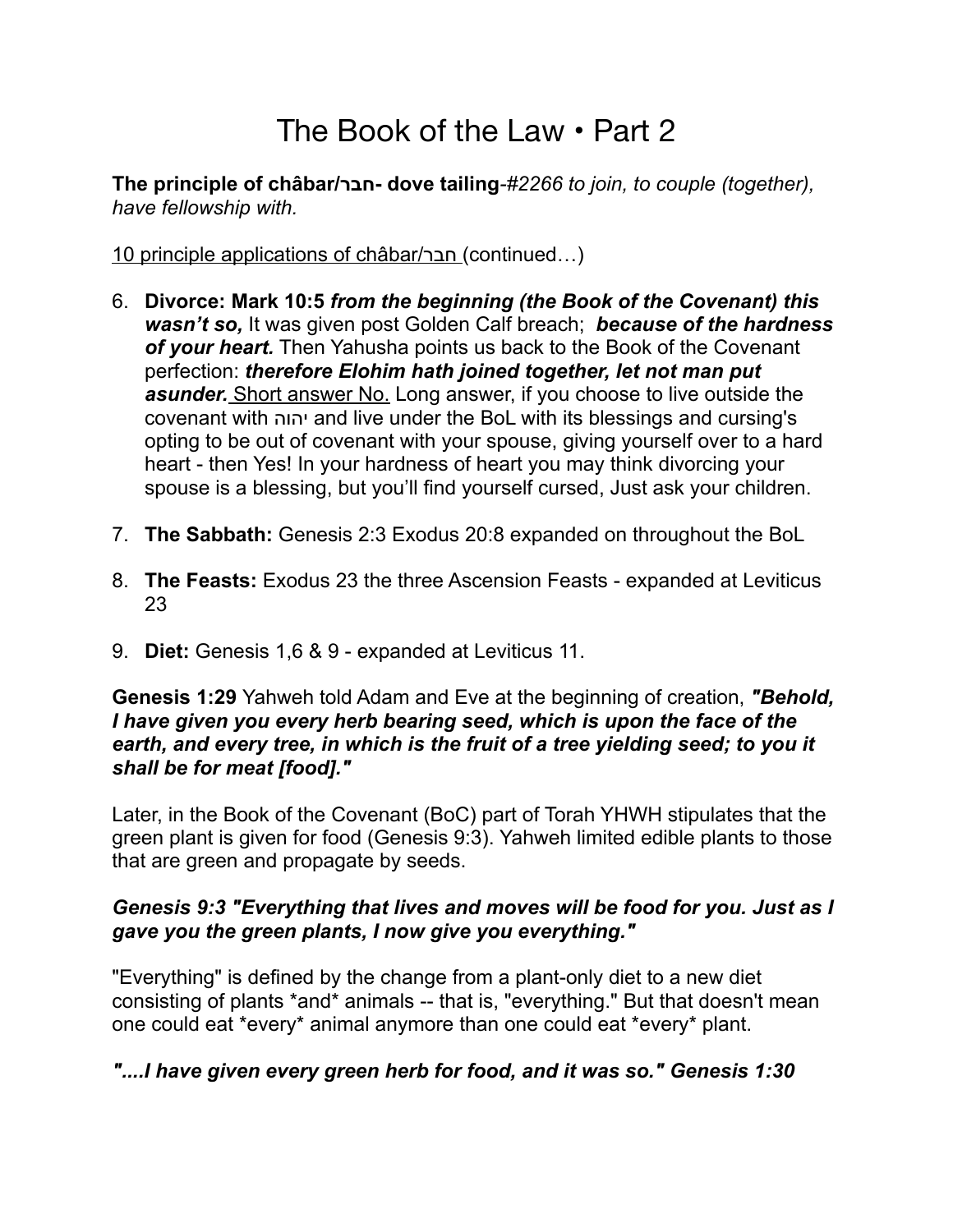# The Book of the Law • Part 2

**The principle of châbar/חבר- dove tailing**-*#2266 to join, to couple (together), have fellowship with.*

10 principle applications of châbar/חבר (continued…)

6. **Divorce: Mark 10:5** ***from the beginning (the Book of the Covenant) this wasn't so,*** It was given post Golden Calf breach; ***because of the hardness of your heart.*** Then Yahusha points us back to the Book of the Covenant perfection: ***therefore Elohim hath joined together, let not man put asunder.*** Short answer No. Long answer, if you choose to live outside the covenant with יהוה and live under the BoL with its blessings and cursing's opting to be out of covenant with your spouse, giving yourself over to a hard heart - then Yes! In your hardness of heart you may think divorcing your spouse is a blessing, but you'll find yourself cursed, Just ask your children.

7. **The Sabbath:** Genesis 2:3 Exodus 20:8 expanded on throughout the BoL

8. **The Feasts:** Exodus 23 the three Ascension Feasts - expanded at Leviticus 23

9. **Diet:** Genesis 1,6 & 9 - expanded at Leviticus 11.

**Genesis 1:29** Yahweh told Adam and Eve at the beginning of creation, ***"Behold, I have given you every herb bearing seed, which is upon the face of the earth, and every tree, in which is the fruit of a tree yielding seed; to you it shall be for meat [food]."***

Later, in the Book of the Covenant (BoC) part of Torah YHWH stipulates that the green plant is given for food (Genesis 9:3). Yahweh limited edible plants to those that are green and propagate by seeds.

***Genesis 9:3 "Everything that lives and moves will be food for you. Just as I gave you the green plants, I now give you everything."***

"Everything" is defined by the change from a plant-only diet to a new diet consisting of plants *and* animals -- that is, "everything." But that doesn't mean one could eat *every* animal anymore than one could eat *every* plant.

***"....I have given every green herb for food, and it was so." Genesis 1:30***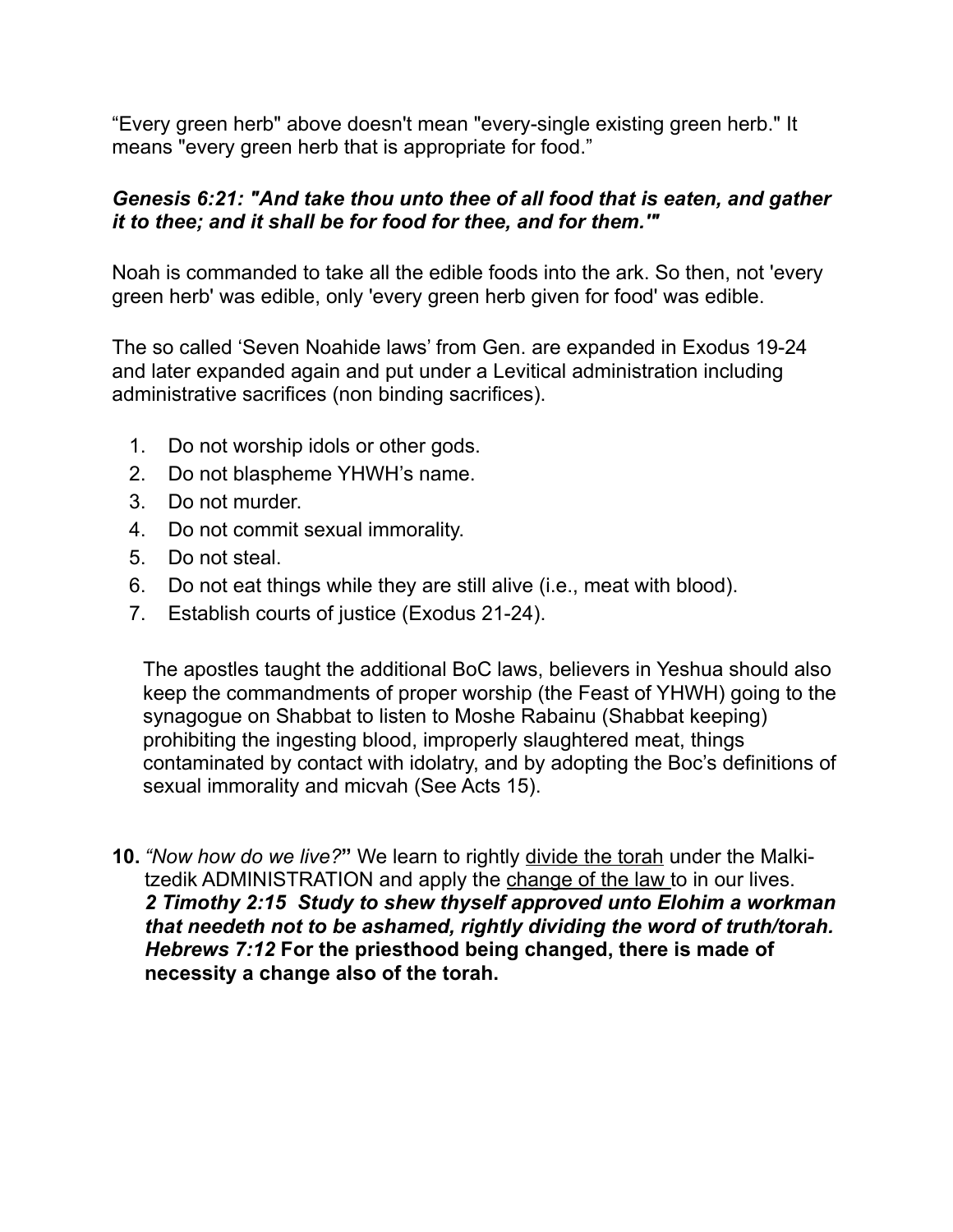“Every green herb" above doesn't mean "every-single existing green herb." It means "every green herb that is appropriate for food.”

***Genesis 6:21: "And take thou unto thee of all food that is eaten, and gather it to thee; and it shall be for food for thee, and for them.'"***

Noah is commanded to take all the edible foods into the ark. So then, not 'every green herb' was edible, only 'every green herb given for food' was edible.

The so called ‘Seven Noahide laws’ from Gen. are expanded in Exodus 19-24 and later expanded again and put under a Levitical administration including administrative sacrifices (non binding sacrifices).

1. Do not worship idols or other gods.
2. Do not blaspheme YHWH’s name.
3. Do not murder.
4. Do not commit sexual immorality.
5. Do not steal.
6. Do not eat things while they are still alive (i.e., meat with blood).
7. Establish courts of justice (Exodus 21-24).

The apostles taught the additional BoC laws, believers in Yeshua should also keep the commandments of proper worship (the Feast of YHWH) going to the synagogue on Shabbat to listen to Moshe Rabainu (Shabbat keeping) prohibiting the ingesting blood, improperly slaughtered meat, things contaminated by contact with idolatry, and by adopting the Boc’s definitions of sexual immorality and micvah (See Acts 15).

**10.** *“Now how do we live?*” We learn to rightly <u>divide the torah</u> under the Malki-tzedik ADMINISTRATION and apply the <u>change of the law</u> to in our lives.
***2 Timothy 2:15 Study to shew thyself approved unto Elohim a workman that needeth not to be ashamed, rightly dividing the word of truth/torah.***
***Hebrews 7:12*** **For the priesthood being changed, there is made of necessity a change also of the torah.**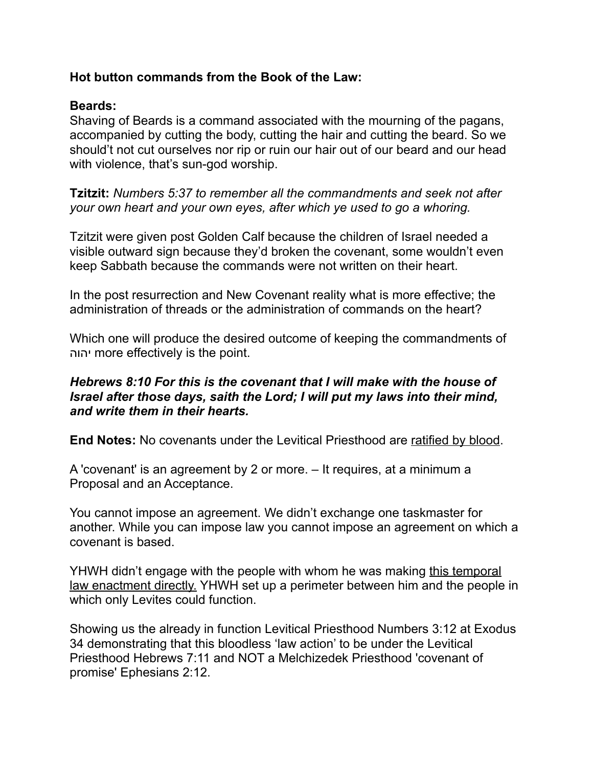**Hot button commands from the Book of the Law:**

**Beards:**
Shaving of Beards is a command associated with the mourning of the pagans, accompanied by cutting the body, cutting the hair and cutting the beard. So we should't not cut ourselves nor rip or ruin our hair out of our beard and our head with violence, that's sun-god worship.

**Tzitzit:** *Numbers 5:37 to remember all the commandments and seek not after your own heart and your own eyes, after which ye used to go a whoring.*

Tzitzit were given post Golden Calf because the children of Israel needed a visible outward sign because they'd broken the covenant, some wouldn't even keep Sabbath because the commands were not written on their heart.

In the post resurrection and New Covenant reality what is more effective; the administration of threads or the administration of commands on the heart?

Which one will produce the desired outcome of keeping the commandments of יהוה more effectively is the point.

***Hebrews 8:10 For this is the covenant that I will make with the house of Israel after those days, saith the Lord; I will put my laws into their mind, and write them in their hearts.***

**End Notes:** No covenants under the Levitical Priesthood are <u>ratified by blood</u>.

A 'covenant' is an agreement by 2 or more. – It requires, at a minimum a Proposal and an Acceptance.

You cannot impose an agreement. We didn't exchange one taskmaster for another. While you can impose law you cannot impose an agreement on which a covenant is based.

YHWH didn't engage with the people with whom he was making <u>this temporal law enactment directly.</u> YHWH set up a perimeter between him and the people in which only Levites could function.

Showing us the already in function Levitical Priesthood Numbers 3:12 at Exodus 34 demonstrating that this bloodless 'law action' to be under the Levitical Priesthood Hebrews 7:11 and NOT a Melchizedek Priesthood 'covenant of promise' Ephesians 2:12.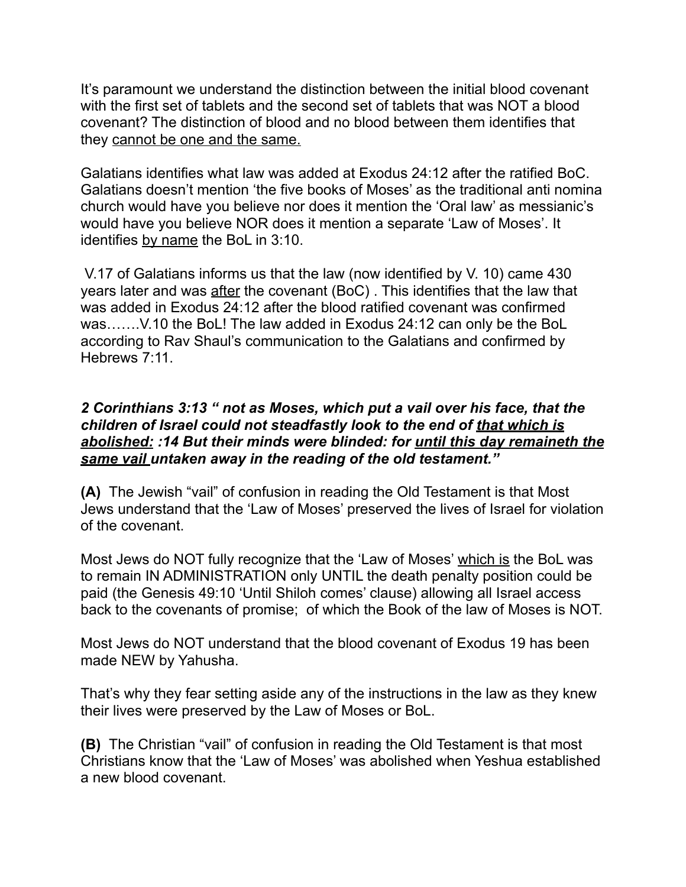It's paramount we understand the distinction between the initial blood covenant with the first set of tablets and the second set of tablets that was NOT a blood covenant? The distinction of blood and no blood between them identifies that they <u>cannot be one and the same.</u>

Galatians identifies what law was added at Exodus 24:12 after the ratified BoC. Galatians doesn't mention 'the five books of Moses' as the traditional anti nomina church would have you believe nor does it mention the 'Oral law' as messianic's would have you believe NOR does it mention a separate 'Law of Moses'. It identifies <u>by name</u> the BoL in 3:10.

V.17 of Galatians informs us that the law (now identified by V. 10) came 430 years later and was <u>after</u> the covenant (BoC) . This identifies that the law that was added in Exodus 24:12 after the blood ratified covenant was confirmed was…….V.10 the BoL! The law added in Exodus 24:12 can only be the BoL according to Rav Shaul's communication to the Galatians and confirmed by Hebrews 7:11.

***2 Corinthians 3:13 " not as Moses, which put a vail over his face, that the children of Israel could not steadfastly look to the end of <u>that which is abolished:</u> :14 But their minds were blinded: for <u>until this day remaineth the same vail</u> untaken away in the reading of the old testament."***

**(A)** The Jewish "vail" of confusion in reading the Old Testament is that Most Jews understand that the 'Law of Moses' preserved the lives of Israel for violation of the covenant.

Most Jews do NOT fully recognize that the 'Law of Moses' <u>which is</u> the BoL was to remain IN ADMINISTRATION only UNTIL the death penalty position could be paid (the Genesis 49:10 'Until Shiloh comes' clause) allowing all Israel access back to the covenants of promise; of which the Book of the law of Moses is NOT.

Most Jews do NOT understand that the blood covenant of Exodus 19 has been made NEW by Yahusha.

That's why they fear setting aside any of the instructions in the law as they knew their lives were preserved by the Law of Moses or BoL.

**(B)** The Christian "vail" of confusion in reading the Old Testament is that most Christians know that the 'Law of Moses' was abolished when Yeshua established a new blood covenant.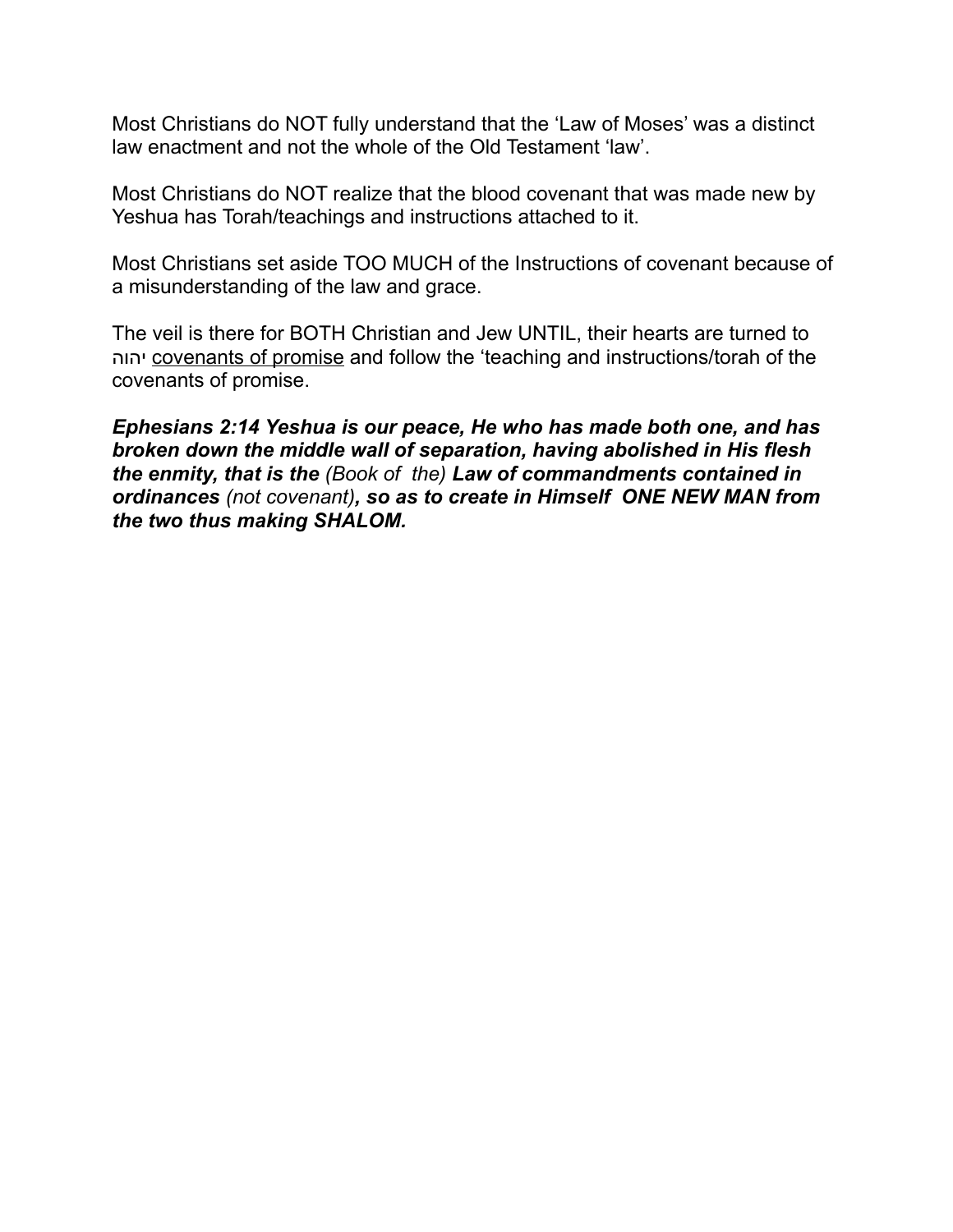Most Christians do NOT fully understand that the 'Law of Moses' was a distinct law enactment and not the whole of the Old Testament 'law'.

Most Christians do NOT realize that the blood covenant that was made new by Yeshua has Torah/teachings and instructions attached to it.

Most Christians set aside TOO MUCH of the Instructions of covenant because of a misunderstanding of the law and grace.

The veil is there for BOTH Christian and Jew UNTIL, their hearts are turned to יהוה covenants of promise and follow the 'teaching and instructions/torah of the covenants of promise.

***Ephesians 2:14 Yeshua is our peace, He who has made both one, and has broken down the middle wall of separation, having abolished in His flesh the enmity, that is the*** *(Book of the)* ***Law of commandments contained in ordinances*** *(not covenant)**, so as to create in Himself ONE NEW MAN from the two thus making SHALOM.***